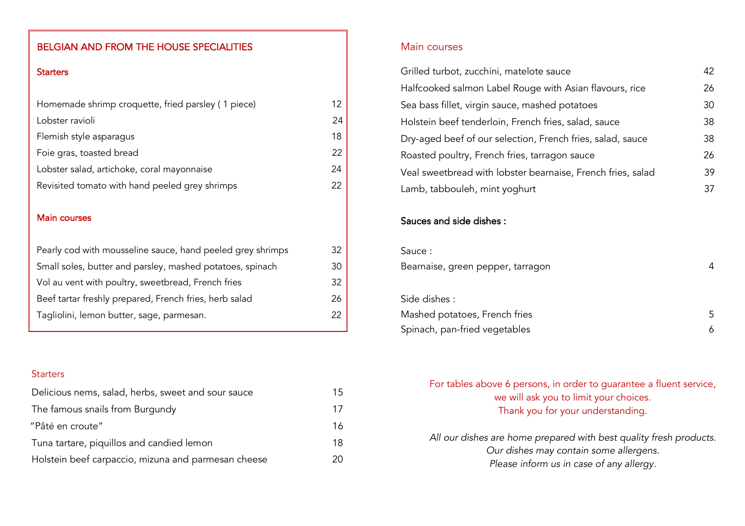## BELGIAN AND FROM THE HOUSE SPECIALITIES

### Starters

| | |
|---|---|
| Homemade shrimp croquette, fried parsley ( 1 piece) | 12 |
| Lobster ravioli | 24 |
| Flemish style asparagus | 18 |
| Foie gras, toasted bread | 22 |
| Lobster salad, artichoke, coral mayonnaise | 24 |
| Revisited tomato with hand peeled grey shrimps | 22 |

### Main courses

| | |
|---|---|
| Pearly cod with mousseline sauce, hand peeled grey shrimps | 32 |
| Small soles, butter and parsley, mashed potatoes, spinach | 30 |
| Vol au vent with poultry, sweetbread, French fries | 32 |
| Beef tartar freshly prepared, French fries, herb salad | 26 |
| Tagliolini, lemon butter, sage, parmesan. | 22 |

## Starters

| | |
|---|---|
| Delicious nems, salad, herbs, sweet and sour sauce | 15 |
| The famous snails from Burgundy | 17 |
| "Pâté en croute" | 16 |
| Tuna tartare, piquillos and candied lemon | 18 |
| Holstein beef carpaccio, mizuna and parmesan cheese | 20 |

## Main courses

| | |
|---|---|
| Grilled turbot, zucchini, matelote sauce | 42 |
| Halfcooked salmon Label Rouge with Asian flavours, rice | 26 |
| Sea bass fillet, virgin sauce, mashed potatoes | 30 |
| Holstein beef tenderloin, French fries, salad, sauce | 38 |
| Dry-aged beef of our selection, French fries, salad, sauce | 38 |
| Roasted poultry, French fries, tarragon sauce | 26 |
| Veal sweetbread with lobster bearnaise, French fries, salad | 39 |
| Lamb, tabbouleh, mint yoghurt | 37 |

### Sauces and side dishes :

Sauce :

| | |
|---|---|
| Bearnaise, green pepper, tarragon | 4 |

Side dishes :

| | |
|---|---|
| Mashed potatoes, French fries | 5 |
| Spinach, pan-fried vegetables | 6 |

For tables above 6 persons, in order to guarantee a fluent service,
we will ask you to limit your choices.
Thank you for your understanding.

*All our dishes are home prepared with best quality fresh products.*
*Our dishes may contain some allergens.*
*Please inform us in case of any allergy.*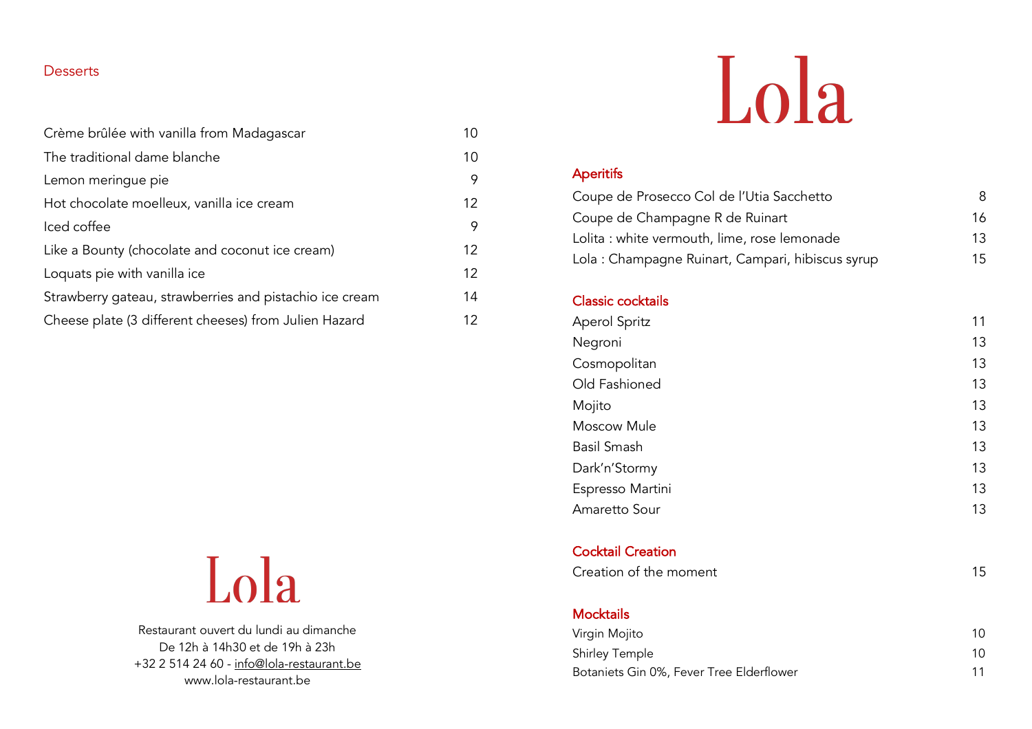## Desserts

| | |
|---|---|
| Crème brûlée with vanilla from Madagascar | 10 |
| The traditional dame blanche | 10 |
| Lemon meringue pie | 9 |
| Hot chocolate moelleux, vanilla ice cream | 12 |
| Iced coffee | 9 |
| Like a Bounty (chocolate and coconut ice cream) | 12 |
| Loquats pie with vanilla ice | 12 |
| Strawberry gateau, strawberries and pistachio ice cream | 14 |
| Cheese plate (3 different cheeses) from Julien Hazard | 12 |

# Lola

Restaurant ouvert du lundi au dimanche
De 12h à 14h30 et de 19h à 23h
+32 2 514 24 60 - info@lola-restaurant.be
www.lola-restaurant.be

# Lola

## Aperitifs

| | |
|---|---|
| Coupe de Prosecco Col de l'Utia Sacchetto | 8 |
| Coupe de Champagne R de Ruinart | 16 |
| Lolita : white vermouth, lime, rose lemonade | 13 |
| Lola : Champagne Ruinart, Campari, hibiscus syrup | 15 |

## Classic cocktails

| | |
|---|---|
| Aperol Spritz | 11 |
| Negroni | 13 |
| Cosmopolitan | 13 |
| Old Fashioned | 13 |
| Mojito | 13 |
| Moscow Mule | 13 |
| Basil Smash | 13 |
| Dark'n'Stormy | 13 |
| Espresso Martini | 13 |
| Amaretto Sour | 13 |

## Cocktail Creation

| | |
|---|---|
| Creation of the moment | 15 |

## Mocktails

| | |
|---|---|
| Virgin Mojito | 10 |
| Shirley Temple | 10 |
| Botaniets Gin 0%, Fever Tree Elderflower | 11 |